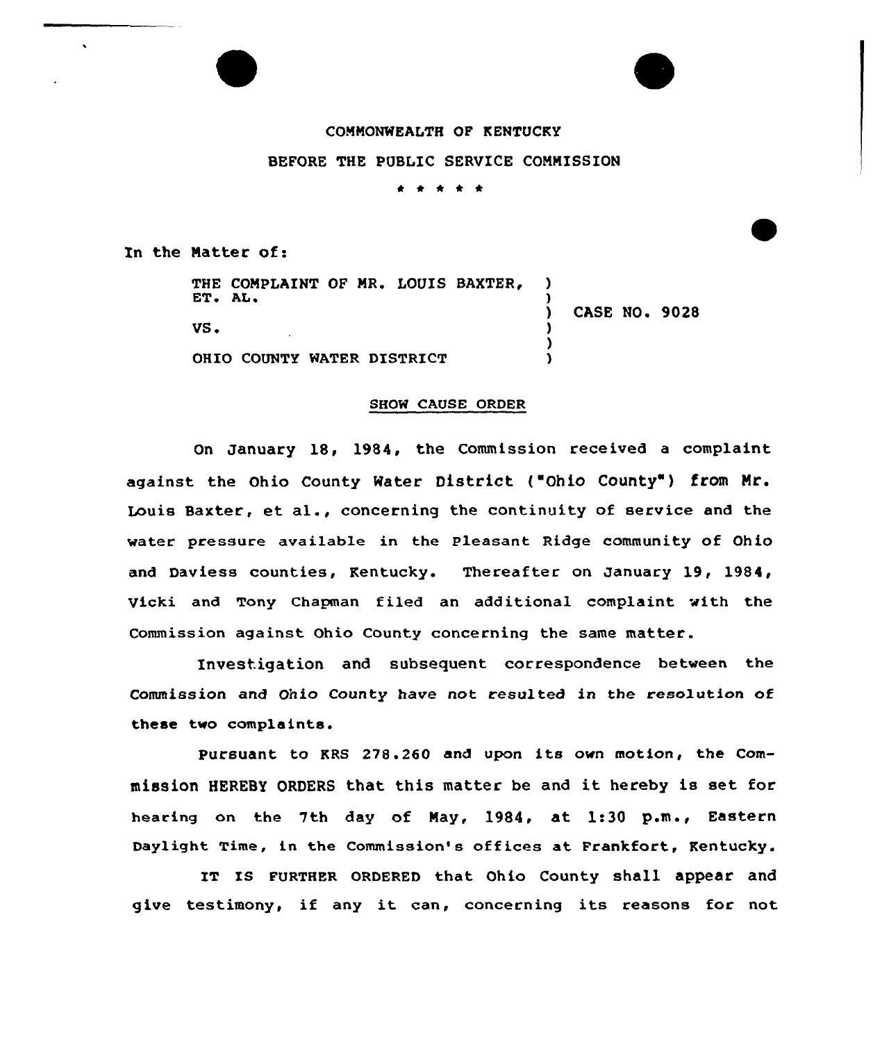COMMONWEALTH OF KENTUCKY

BEFORE THE PUBLIC SERVICE COMMISSION

\* \* \* \* \*

In the Matter of:

| | |
|---|---|
| THE COMPLAINT OF MR. LOUIS BAXTER, ET. AL. | |
| | CASE NO. 9028 |
| VS. | |
| OHIO COUNTY WATER DISTRICT | |

SHOW CAUSE ORDER

On January 18, 1984, the Commission received a complaint against the Ohio County Water District ("Ohio County") from Mr. Louis Baxter, et al., concerning the continuity of service and the water pressure available in the Pleasant Ridge community of Ohio and Daviess counties, Kentucky. Thereafter on January 19, 1984, Vicki and Tony Chapman filed an additional complaint with the Commission against Ohio County concerning the same matter.

Investigation and subsequent correspondence between the Commission and Ohio County have not resulted in the resolution of these two complaints.

Pursuant to KRS 278.260 and upon its own motion, the Commission HEREBY ORDERS that this matter be and it hereby is set for hearing on the 7th day of May, 1984, at 1:30 p.m., Eastern Daylight Time, in the Commission's offices at Frankfort, Kentucky.

IT IS FURTHER ORDERED that Ohio County shall appear and give testimony, if any it can, concerning its reasons for not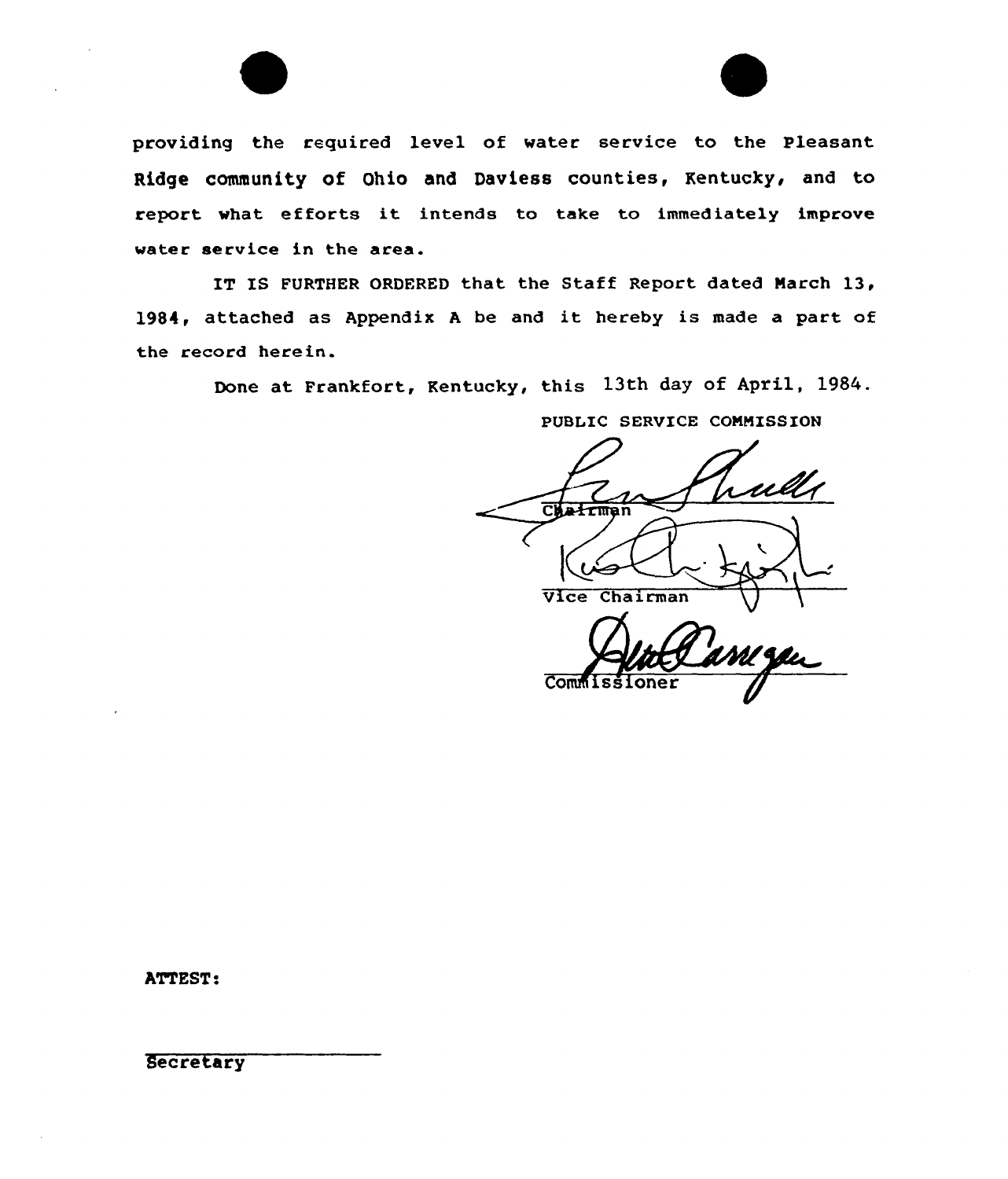providing the required level of water service to the Pleasant Ridge community of Ohio and Daviess counties, Kentucky, and to report what efforts it intends to take to immediately improve water service in the area.

IT IS FURTHER ORDERED that the Staff Report dated March 13, 1984, attached as Appendix A be and it hereby is made a part of the record herein.

Done at Frankfort, Kentucky, this 13th day of April, 1984.

PUBLIC SERVICE COMMISSION

Chairman

Vice Chairman

Commissioner

ATTEST:

Secretary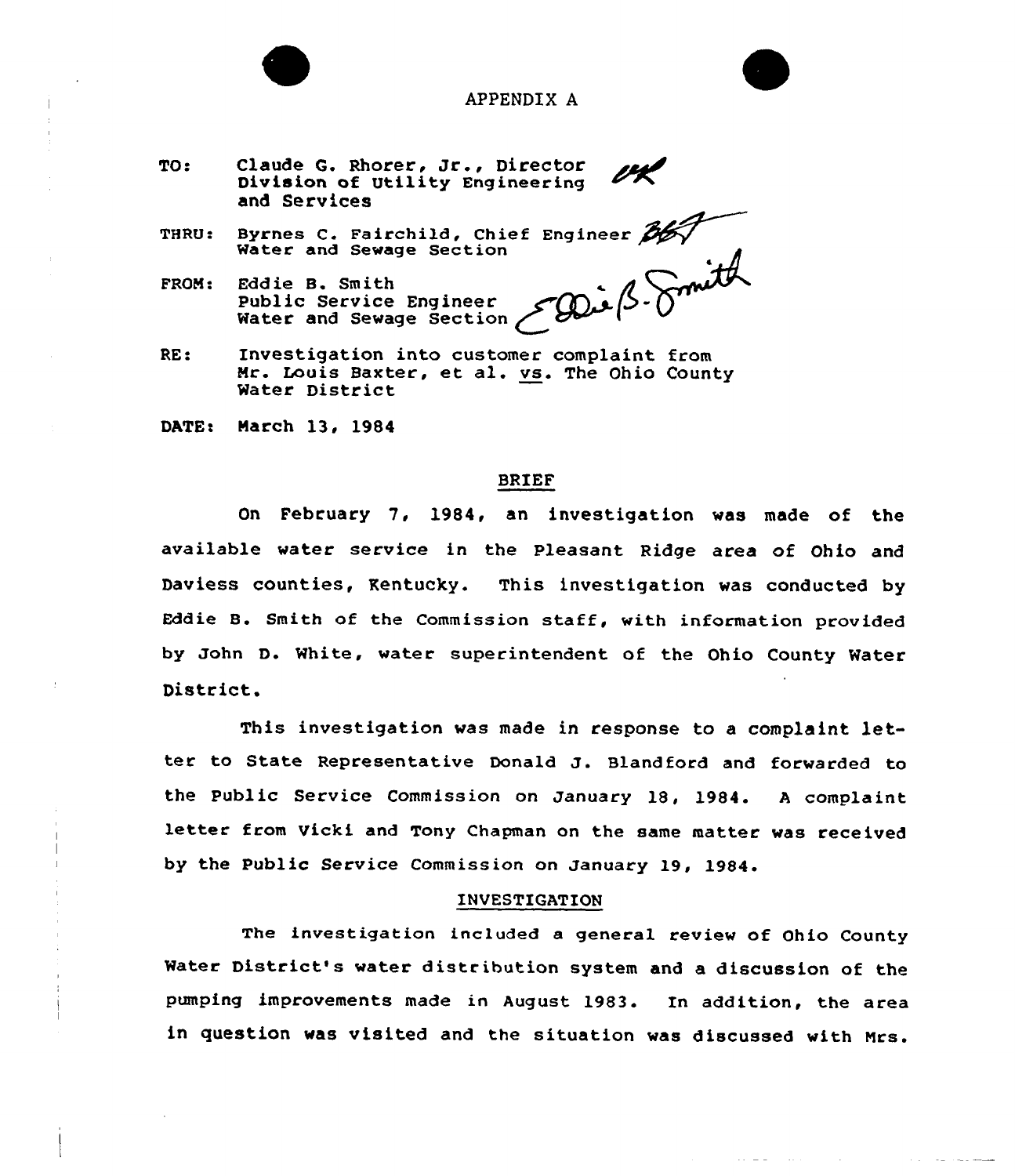# APPENDIX A

TO: Claude G. Rhorer, Jr., Director
Division of Utility Engineering
and Services

THRU: Byrnes C. Fairchild, Chief Engineer
Water and Sewage Section

FROM: Eddie B. Smith
Public Service Engineer
Water and Sewage Section

RE: Investigation into customer complaint from Mr. Louis Baxter, et al. vs. The Ohio County Water District

DATE: March 13, 1984

## BRIEF

On February 7, 1984, an investigation was made of the available water service in the Pleasant Ridge area of Ohio and Daviess counties, Kentucky. This investigation was conducted by Eddie B. Smith of the Commission staff, with information provided by John D. White, water superintendent of the Ohio County Water District.

This investigation was made in response to a complaint letter to State Representative Donald J. Blandford and forwarded to the Public Service Commission on January 18, 1984. A complaint letter from Vicki and Tony Chapman on the same matter was received by the Public Service Commission on January 19, 1984.

## INVESTIGATION

The investigation included a general review of Ohio County Water District's water distribution system and a discussion of the pumping improvements made in August 1983. In addition, the area in question was visited and the situation was discussed with Mrs.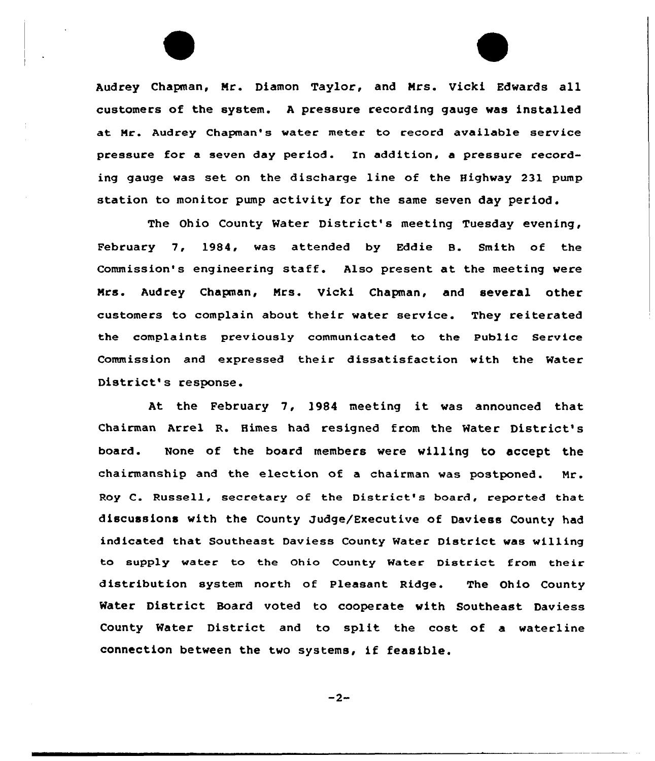Audrey Chapman, Mr. Diamon Taylor, and Mrs. Vicki Edwards all customers of the system. A pressure recording gauge was installed at Mr. Audrey Chapman's water meter to record available service pressure for a seven day period. In addition, a pressure recording gauge was set on the discharge line of the Highway 231 pump station to monitor pump activity for the same seven day period.

The Ohio County Water District's meeting Tuesday evening, February 7, 1984, was attended by Eddie B. Smith of the Commission's engineering staff. Also present at the meeting were Mrs. Audrey Chapman, Mrs. Vicki Chapman, and several other customers to complain about their water service. They reiterated the complaints previously communicated to the Public Service Commission and expressed their dissatisfaction with the Water District's response.

At the February 7, 1984 meeting it was announced that Chairman Arrel R. Himes had resigned from the Water District's board. None of the board members were willing to accept the chairmanship and the election of a chairman was postponed. Mr. Roy C. Russell, secretary of the District's board, reported that discussions with the County Judge/Executive of Daviess County had indicated that Southeast Daviess County Water District was willing to supply water to the Ohio County Water District from their distribution system north of Pleasant Ridge. The Ohio County Water District Board voted to cooperate with Southeast Daviess County Water District and to split the cost of a waterline connection between the two systems, if feasible.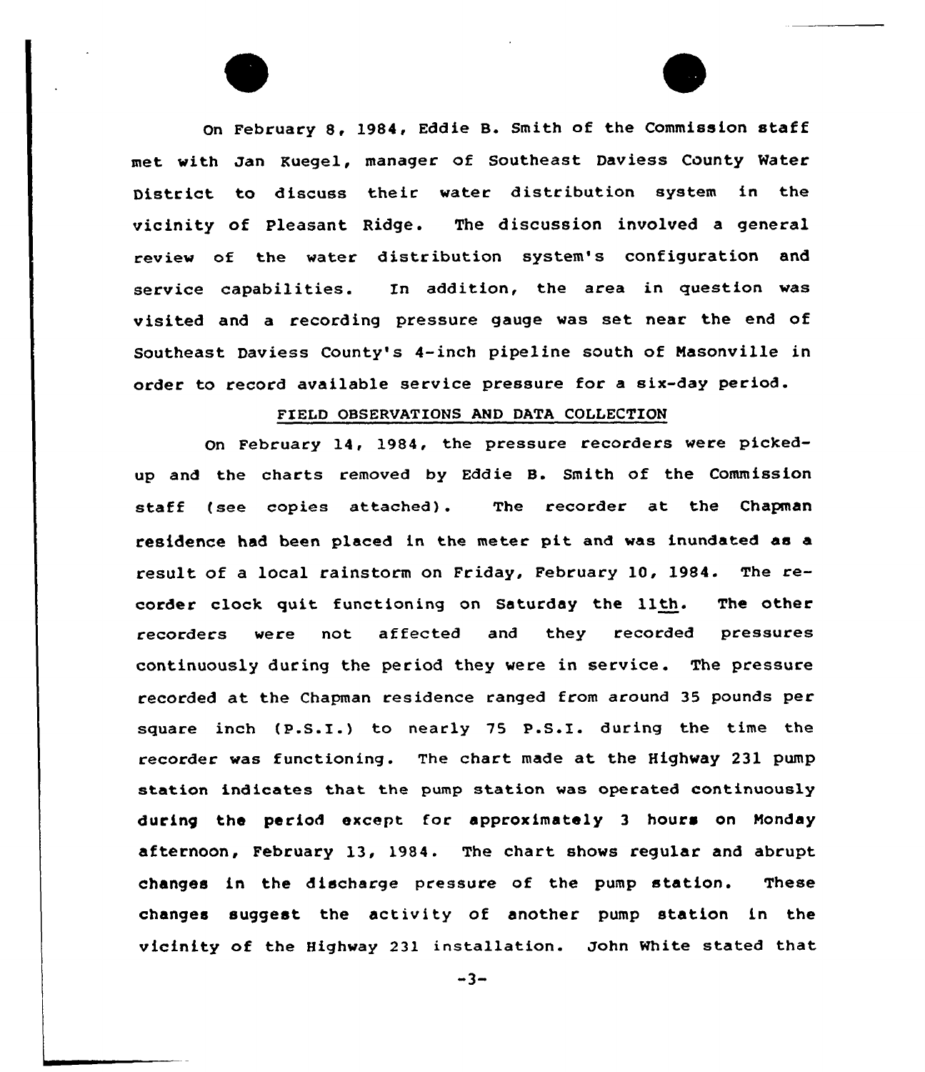On February 8, 1984, Eddie B. Smith of the Commission staff met with Jan Kuegel, manager of Southeast Daviess County Water District to discuss their water distribution system in the vicinity of Pleasant Ridge. The discussion involved a general review of the water distribution system's configuration and service capabilities. In addition, the area in question was visited and a recording pressure gauge was set near the end of Southeast Daviess County's 4-inch pipeline south of Masonville in order to record available service pressure for a six-day period.

## FIELD OBSERVATIONS AND DATA COLLECTION

On February 14, 1984, the pressure recorders were picked-up and the charts removed by Eddie B. Smith of the Commission staff (see copies attached). The recorder at the Chapman residence had been placed in the meter pit and was inundated as a result of a local rainstorm on Friday, February 10, 1984. The recorder clock quit functioning on Saturday the 11th. The other recorders were not affected and they recorded pressures continuously during the period they were in service. The pressure recorded at the Chapman residence ranged from around 35 pounds per square inch (P.S.I.) to nearly 75 P.S.I. during the time the recorder was functioning. The chart made at the Highway 231 pump station indicates that the pump station was operated continuously during the period except for approximately 3 hours on Monday afternoon, February 13, 1984. The chart shows regular and abrupt changes in the discharge pressure of the pump station. These changes suggest the activity of another pump station in the vicinity of the Highway 231 installation. John White stated that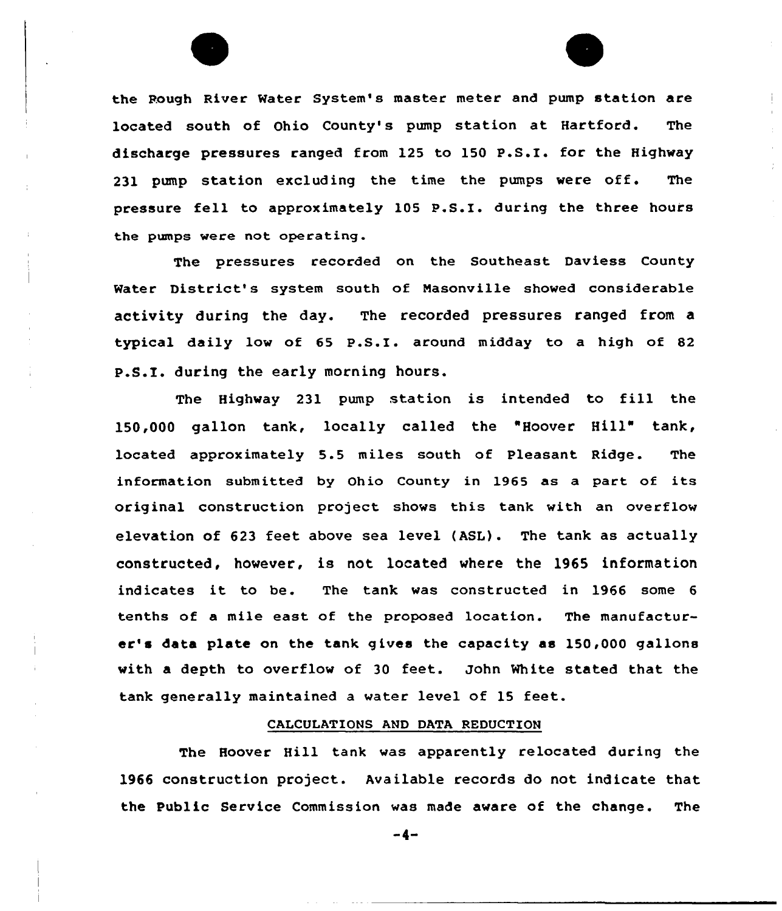the Rough River Water System's master meter and pump station are located south of Ohio County's pump station at Hartford. The discharge pressures ranged from 125 to 150 P.S.I. for the Highway 231 pump station excluding the time the pumps were off. The pressure fell to approximately 105 P.S.I. during the three hours the pumps were not operating.

The pressures recorded on the Southeast Daviess County Water District's system south of Masonville showed considerable activity during the day. The recorded pressures ranged from a typical daily low of 65 P.S.I. around midday to a high of 82 P.S.I. during the early morning hours.

The Highway 231 pump station is intended to fill the 150,000 gallon tank, locally called the "Hoover Hill" tank, located approximately 5.5 miles south of Pleasant Ridge. The information submitted by Ohio County in 1965 as a part of its original construction project shows this tank with an overflow elevation of 623 feet above sea level (ASL). The tank as actually constructed, however, is not located where the 1965 information indicates it to be. The tank was constructed in 1966 some 6 tenths of a mile east of the proposed location. The manufacturer's data plate on the tank gives the capacity as 150,000 gallons with a depth to overflow of 30 feet. John White stated that the tank generally maintained a water level of 15 feet.

## CALCULATIONS AND DATA REDUCTION

The Hoover Hill tank was apparently relocated during the 1966 construction project. Available records do not indicate that the Public Service Commission was made aware of the change. The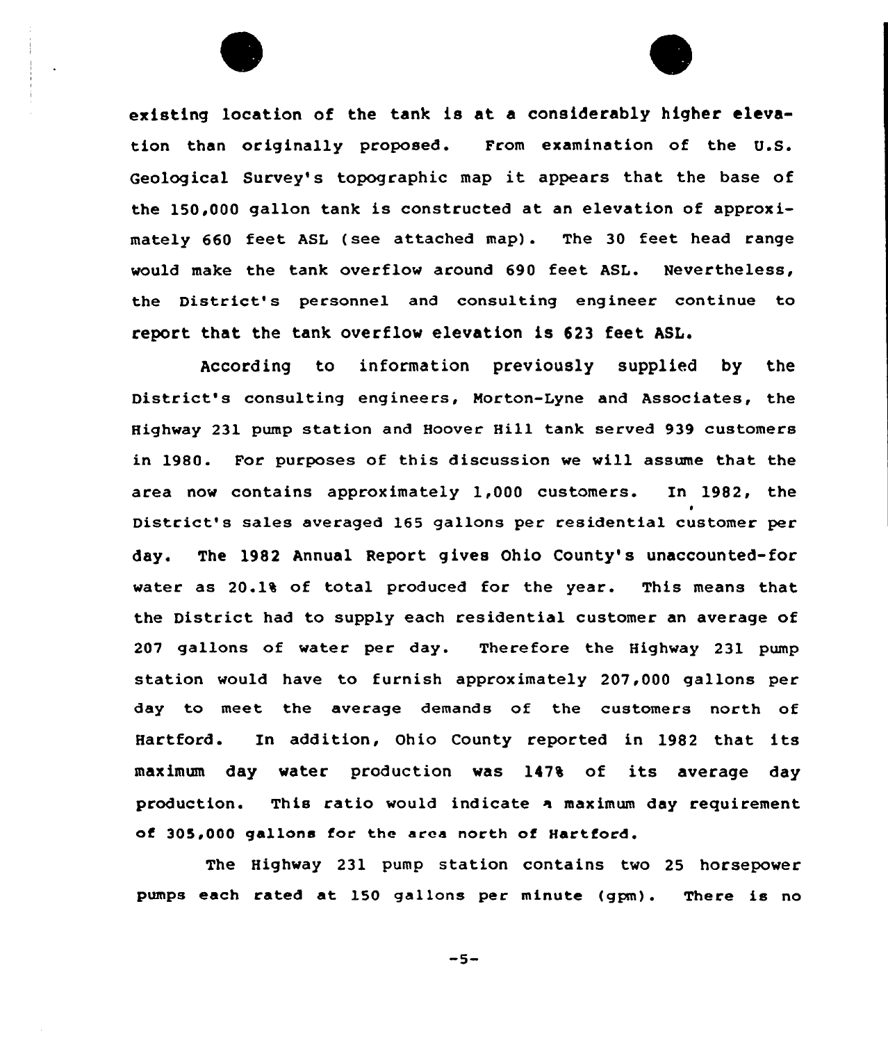existing location of the tank is at a considerably higher elevation than originally proposed. From examination of the U.S. Geological Survey's topographic map it appears that the base of the 150,000 gallon tank is constructed at an elevation of approximately 660 feet ASL (see attached map). The 30 feet head range would make the tank overflow around 690 feet ASL. Nevertheless, the District's personnel and consulting engineer continue to report that the tank overflow elevation is 623 feet ASL.

According to information previously supplied by the District's consulting engineers, Morton-Lyne and Associates, the Highway 231 pump station and Hoover Hill tank served 939 customers in 1980. For purposes of this discussion we will assume that the area now contains approximately 1,000 customers. In 1982, the District's sales averaged 165 gallons per residential customer per day. The 1982 Annual Report gives Ohio County's unaccounted-for water as 20.1% of total produced for the year. This means that the District had to supply each residential customer an average of 207 gallons of water per day. Therefore the Highway 231 pump station would have to furnish approximately 207,000 gallons per day to meet the average demands of the customers north of Hartford. In addition, Ohio County reported in 1982 that its maximum day water production was 147% of its average day production. This ratio would indicate a maximum day requirement of 305,000 gallons for the area north of Hartford.

The Highway 231 pump station contains two 25 horsepower pumps each rated at 150 gallons per minute (gpm). There is no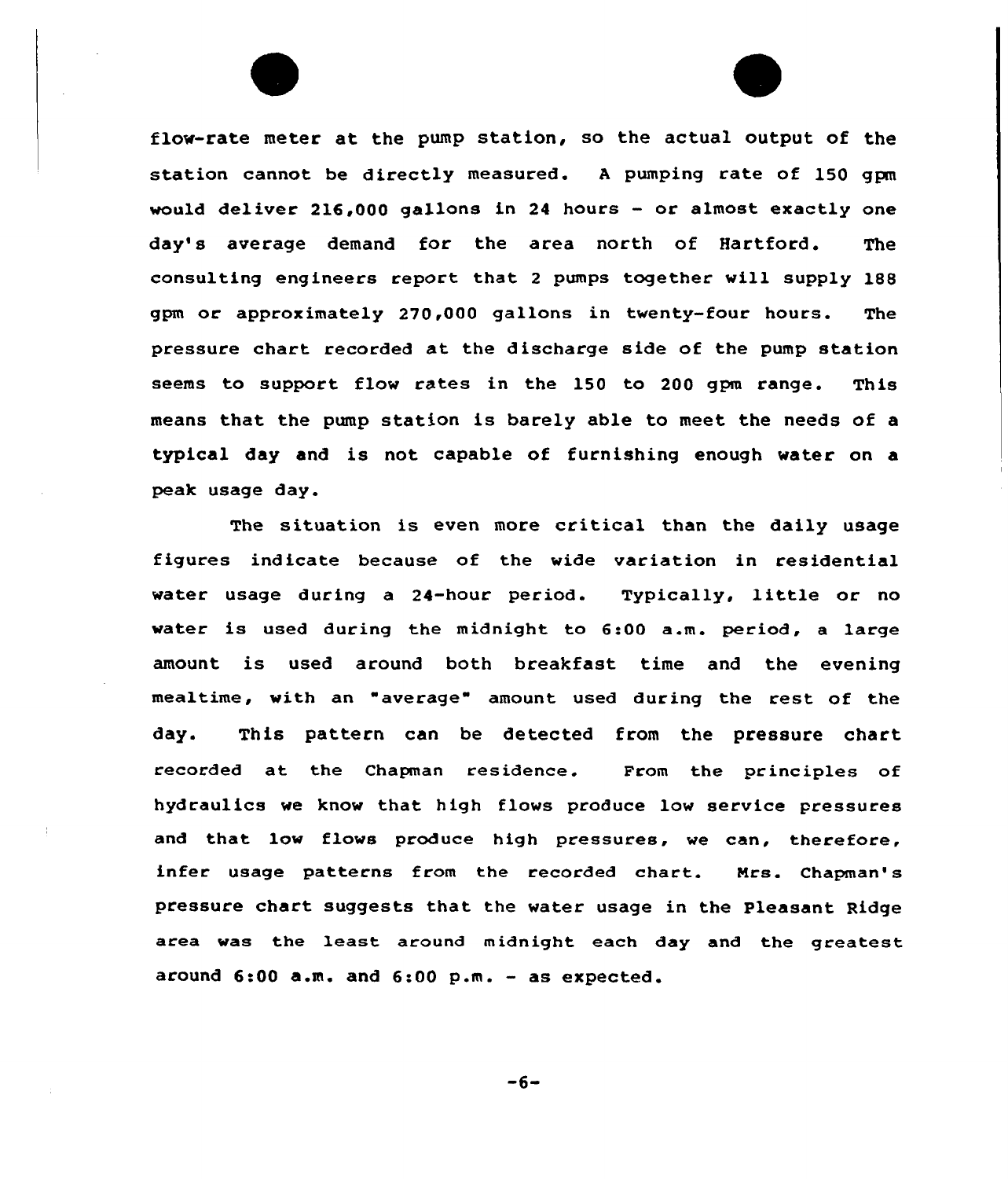flow-rate meter at the pump station, so the actual output of the station cannot be directly measured. A pumping rate of 150 gpm would deliver 216,000 gallons in 24 hours - or almost exactly one day's average demand for the area north of Hartford. The consulting engineers report that 2 pumps together will supply 188 gpm or approximately 270,000 gallons in twenty-four hours. The pressure chart recorded at the discharge side of the pump station seems to support flow rates in the 150 to 200 gpm range. This means that the pump station is barely able to meet the needs of a typical day and is not capable of furnishing enough water on a peak usage day.

The situation is even more critical than the daily usage figures indicate because of the wide variation in residential water usage during a 24-hour period. Typically, little or no water is used during the midnight to 6:00 a.m. period, a large amount is used around both breakfast time and the evening mealtime, with an "average" amount used during the rest of the day. This pattern can be detected from the pressure chart recorded at the Chapman residence. From the principles of hydraulics we know that high flows produce low service pressures and that low flows produce high pressures, we can, therefore, infer usage patterns from the recorded chart. Mrs. Chapman's pressure chart suggests that the water usage in the Pleasant Ridge area was the least around midnight each day and the greatest around 6:00 a.m. and 6:00 p.m. - as expected.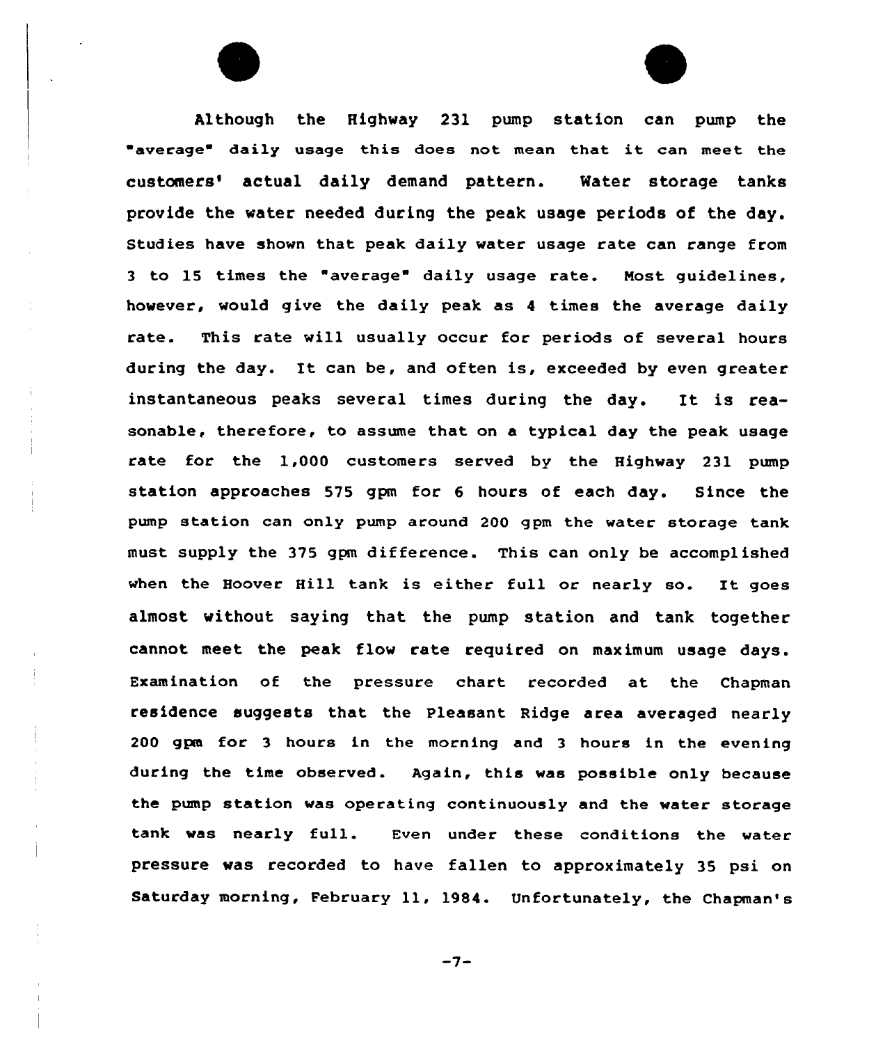Although the Highway 231 pump station can pump the "average" daily usage this does not mean that it can meet the customers' actual daily demand pattern. Water storage tanks provide the water needed during the peak usage periods of the day. Studies have shown that peak daily water usage rate can range from 3 to 15 times the "average" daily usage rate. Most guidelines, however, would give the daily peak as 4 times the average daily rate. This rate will usually occur for periods of several hours during the day. It can be, and often is, exceeded by even greater instantaneous peaks several times during the day. It is reasonable, therefore, to assume that on a typical day the peak usage rate for the 1,000 customers served by the Highway 231 pump station approaches 575 gpm for 6 hours of each day. Since the pump station can only pump around 200 gpm the water storage tank must supply the 375 gpm difference. This can only be accomplished when the Hoover Hill tank is either full or nearly so. It goes almost without saying that the pump station and tank together cannot meet the peak flow rate required on maximum usage days. Examination of the pressure chart recorded at the Chapman residence suggests that the Pleasant Ridge area averaged nearly 200 gpm for 3 hours in the morning and 3 hours in the evening during the time observed. Again, this was possible only because the pump station was operating continuously and the water storage tank was nearly full. Even under these conditions the water pressure was recorded to have fallen to approximately 35 psi on Saturday morning, February 11, 1984. Unfortunately, the Chapman's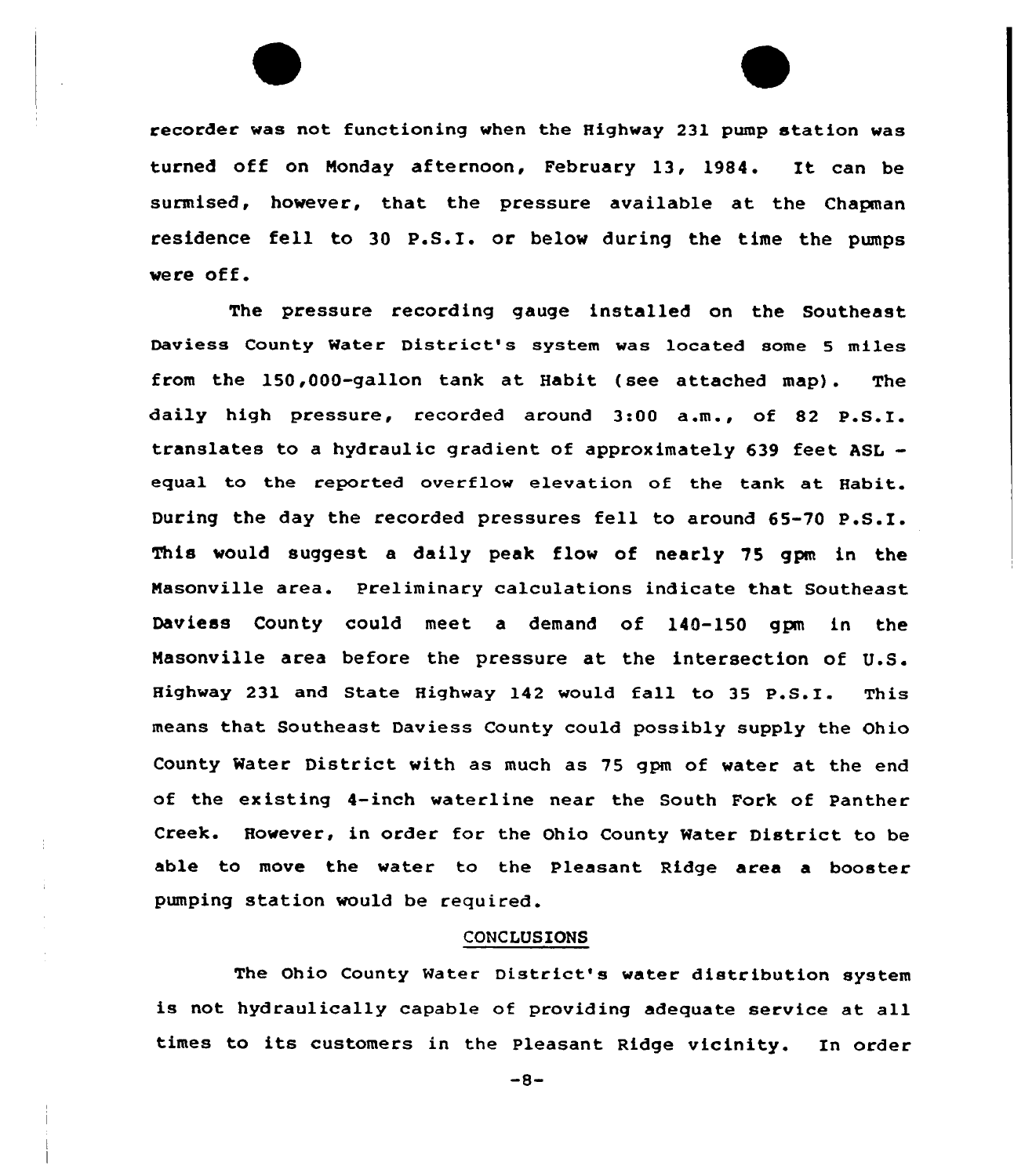recorder was not functioning when the Highway 231 pump station was turned off on Monday afternoon, February 13, 1984. It can be surmised, however, that the pressure available at the Chapman residence fell to 30 P.S.I. or below during the time the pumps were off.

The pressure recording gauge installed on the Southeast Daviess County Water District's system was located some 5 miles from the 150,000-gallon tank at Habit (see attached map). The daily high pressure, recorded around 3:00 a.m., of 82 P.S.I. translates to a hydraulic gradient of approximately 639 feet ASL - equal to the reported overflow elevation of the tank at Habit. During the day the recorded pressures fell to around 65-70 P.S.I. This would suggest a daily peak flow of nearly 75 gpm in the Masonville area. Preliminary calculations indicate that Southeast Daviess County could meet a demand of 140-150 gpm in the Masonville area before the pressure at the intersection of U.S. Highway 231 and State Highway 142 would fall to 35 P.S.I. This means that Southeast Daviess County could possibly supply the Ohio County Water District with as much as 75 gpm of water at the end of the existing 4-inch waterline near the South Fork of Panther Creek. However, in order for the Ohio County Water District to be able to move the water to the Pleasant Ridge area a booster pumping station would be required.

## CONCLUSIONS

The Ohio County Water District's water distribution system is not hydraulically capable of providing adequate service at all times to its customers in the Pleasant Ridge vicinity. In order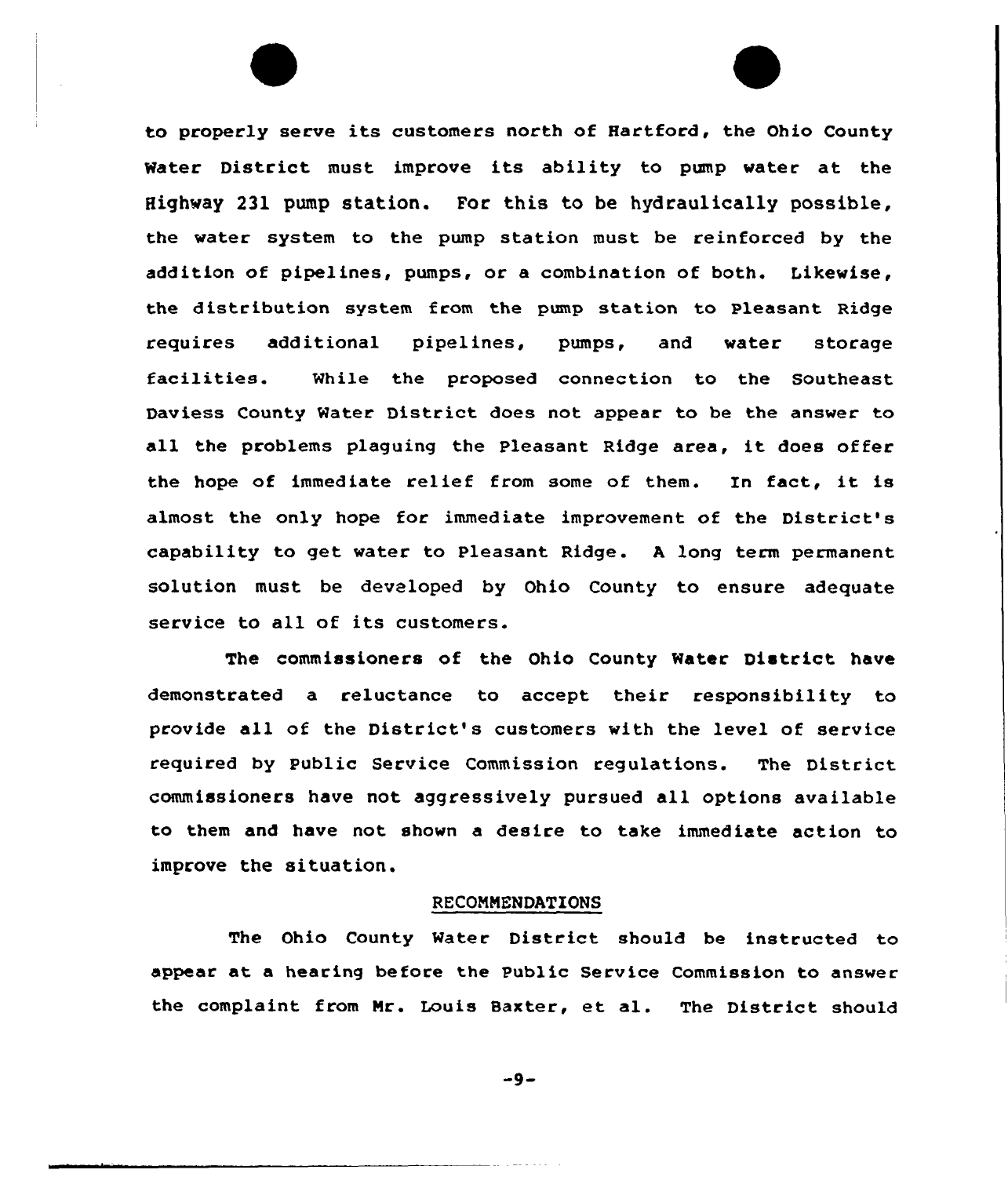to properly serve its customers north of Hartford, the Ohio County Water District must improve its ability to pump water at the Highway 231 pump station. For this to be hydraulically possible, the water system to the pump station must be reinforced by the addition of pipelines, pumps, or a combination of both. Likewise, the distribution system from the pump station to Pleasant Ridge requires additional pipelines, pumps, and water storage facilities. While the proposed connection to the Southeast Daviess County Water District does not appear to be the answer to all the problems plaguing the Pleasant Ridge area, it does offer the hope of immediate relief from some of them. In fact, it is almost the only hope for immediate improvement of the District's capability to get water to Pleasant Ridge. A long term permanent solution must be developed by Ohio County to ensure adequate service to all of its customers.

The commissioners of the Ohio County Water District have demonstrated a reluctance to accept their responsibility to provide all of the District's customers with the level of service required by Public Service Commission regulations. The District commissioners have not aggressively pursued all options available to them and have not shown a desire to take immediate action to improve the situation.

## RECOMMENDATIONS

The Ohio County Water District should be instructed to appear at a hearing before the Public Service Commission to answer the complaint from Mr. Louis Baxter, et al. The District should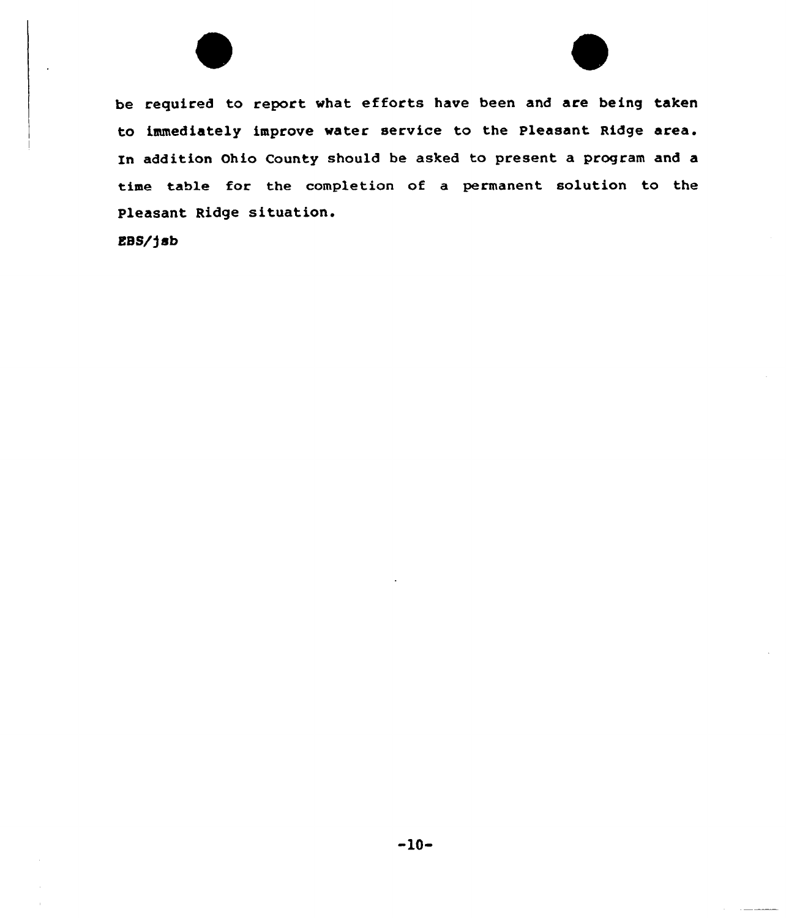be required to report what efforts have been and are being taken to immediately improve water service to the Pleasant Ridge area. In addition Ohio County should be asked to present a program and a time table for the completion of a permanent solution to the Pleasant Ridge situation.

EBS/jsb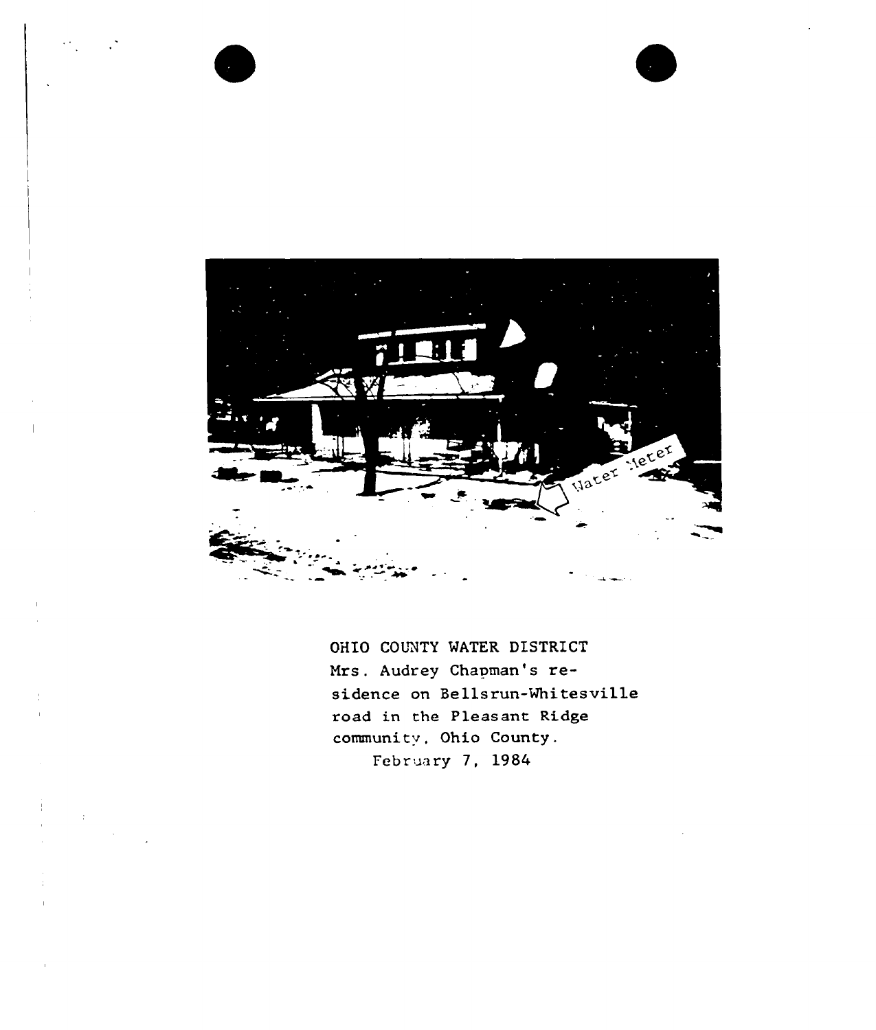OHIO COUNTY WATER DISTRICT
Mrs. Audrey Chapman's residence on Bellsrun-Whitesville road in the Pleasant Ridge community, Ohio County.
February 7, 1984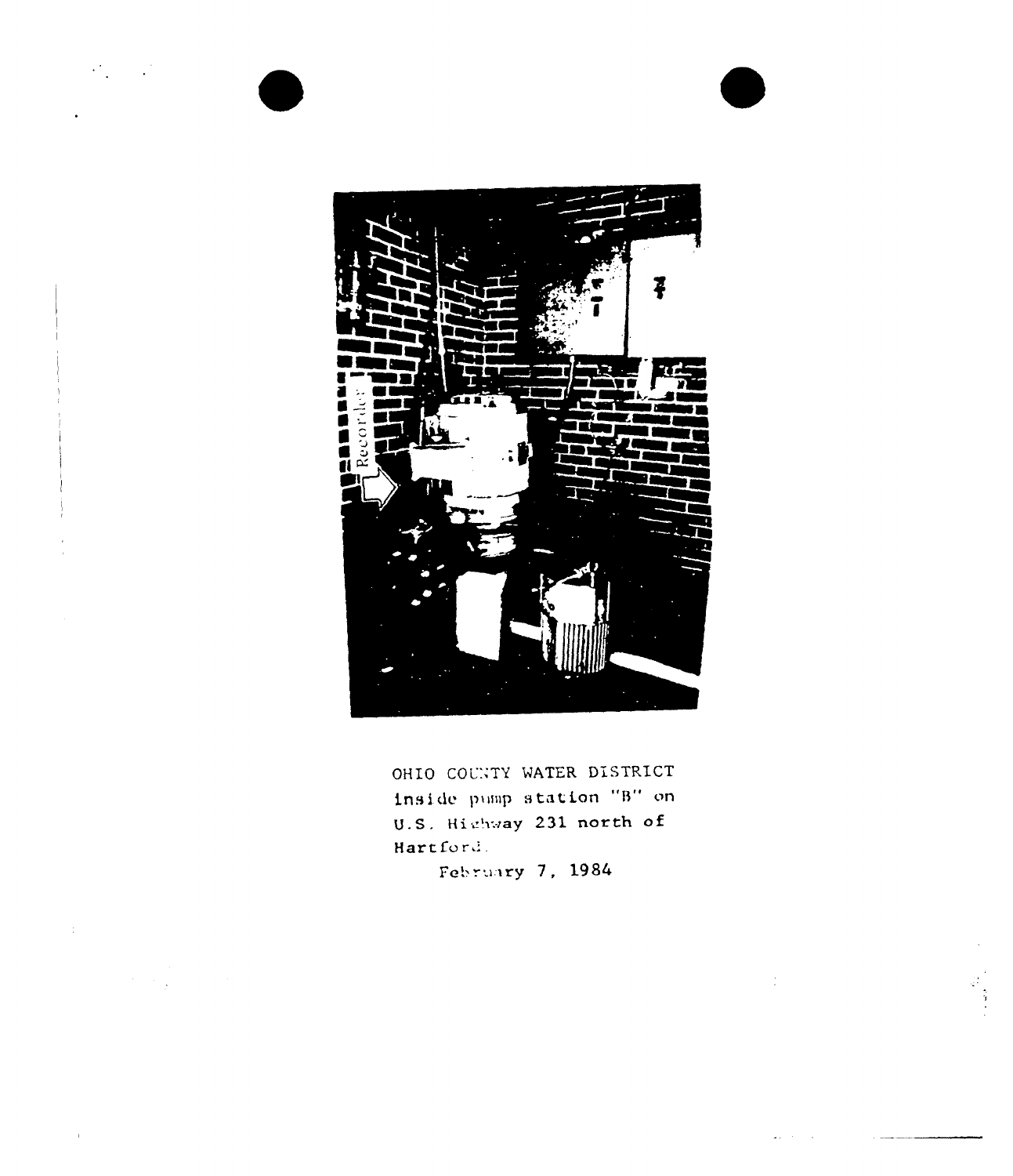OHIO COUNTY WATER DISTRICT
inside pump station "B" on
U.S. Highway 231 north of
Hartford.

February 7, 1984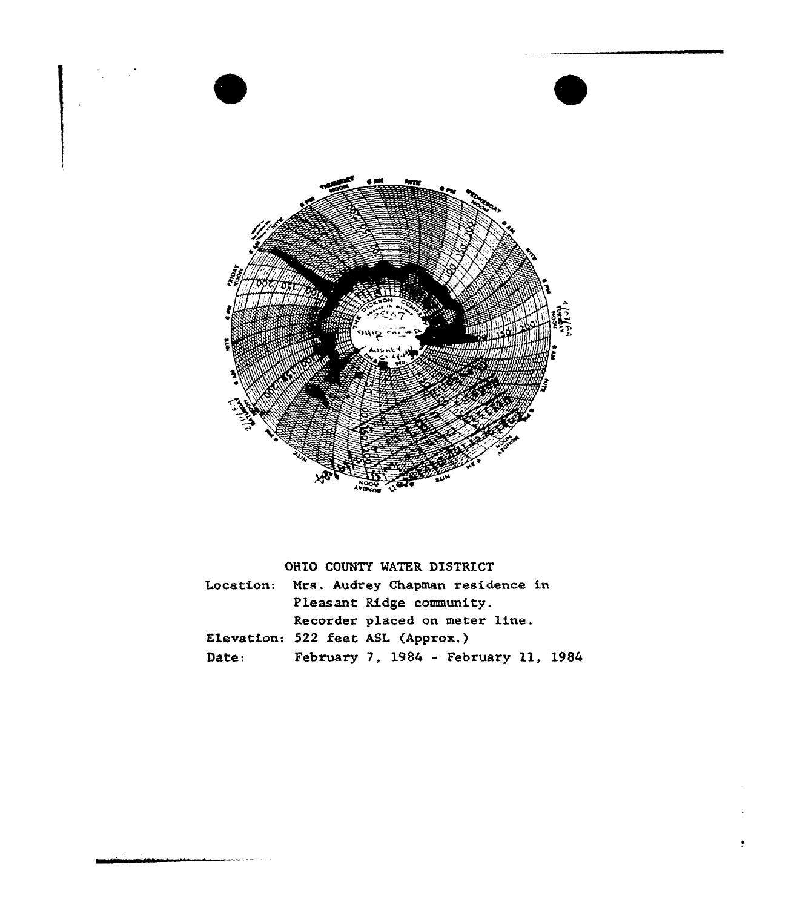OHIO COUNTY WATER DISTRICT

Location: Mrs. Audrey Chapman residence in Pleasant Ridge community. Recorder placed on meter line.

Elevation: 522 feet ASL (Approx.)

Date: February 7, 1984 - February 11, 1984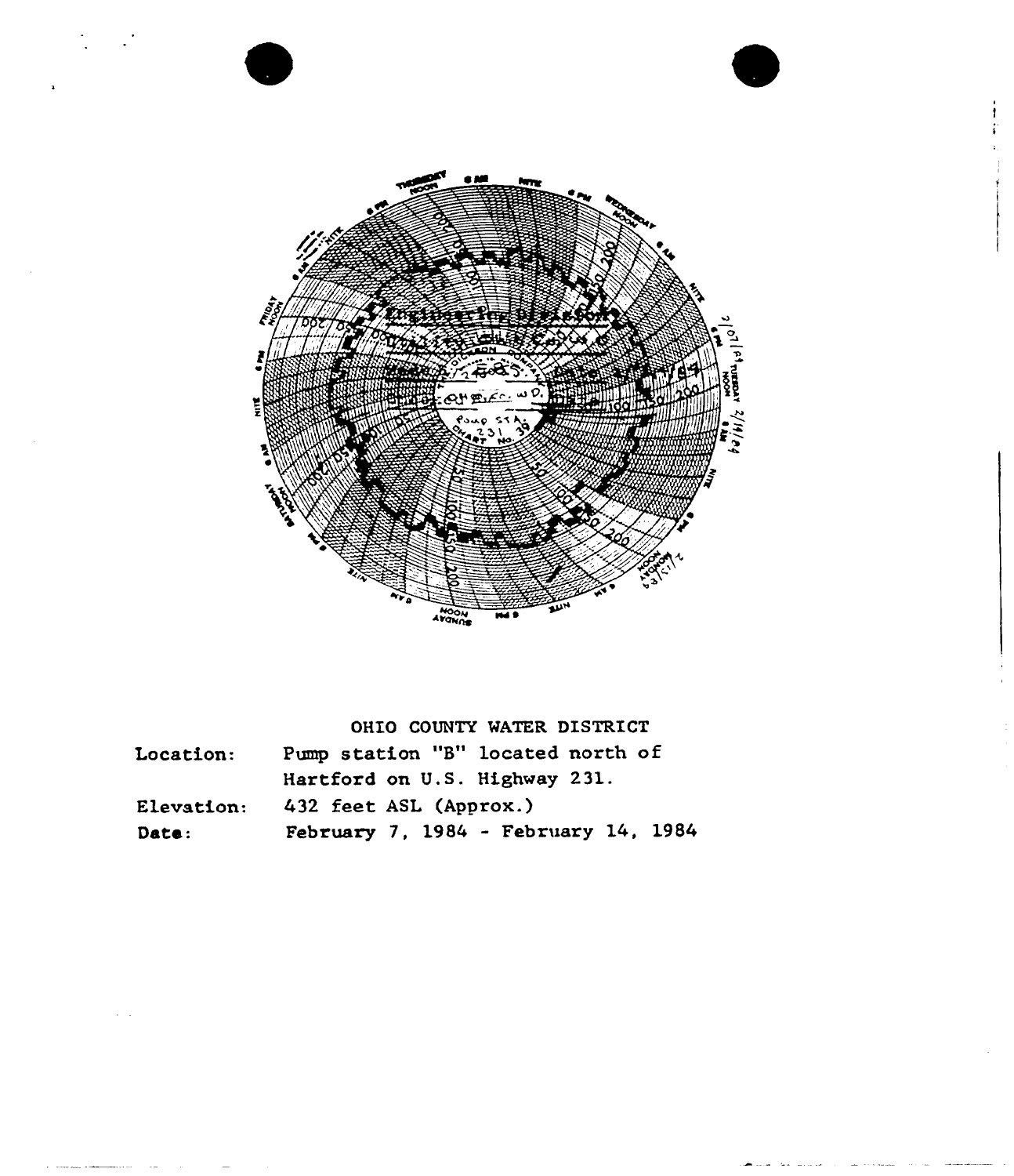OHIO COUNTY WATER DISTRICT

| | |
|---|---|
| Location: | Pump station "B" located north of Hartford on U.S. Highway 231. |
| Elevation: | 432 feet ASL (Approx.) |
| Date: | February 7, 1984 - February 14, 1984 |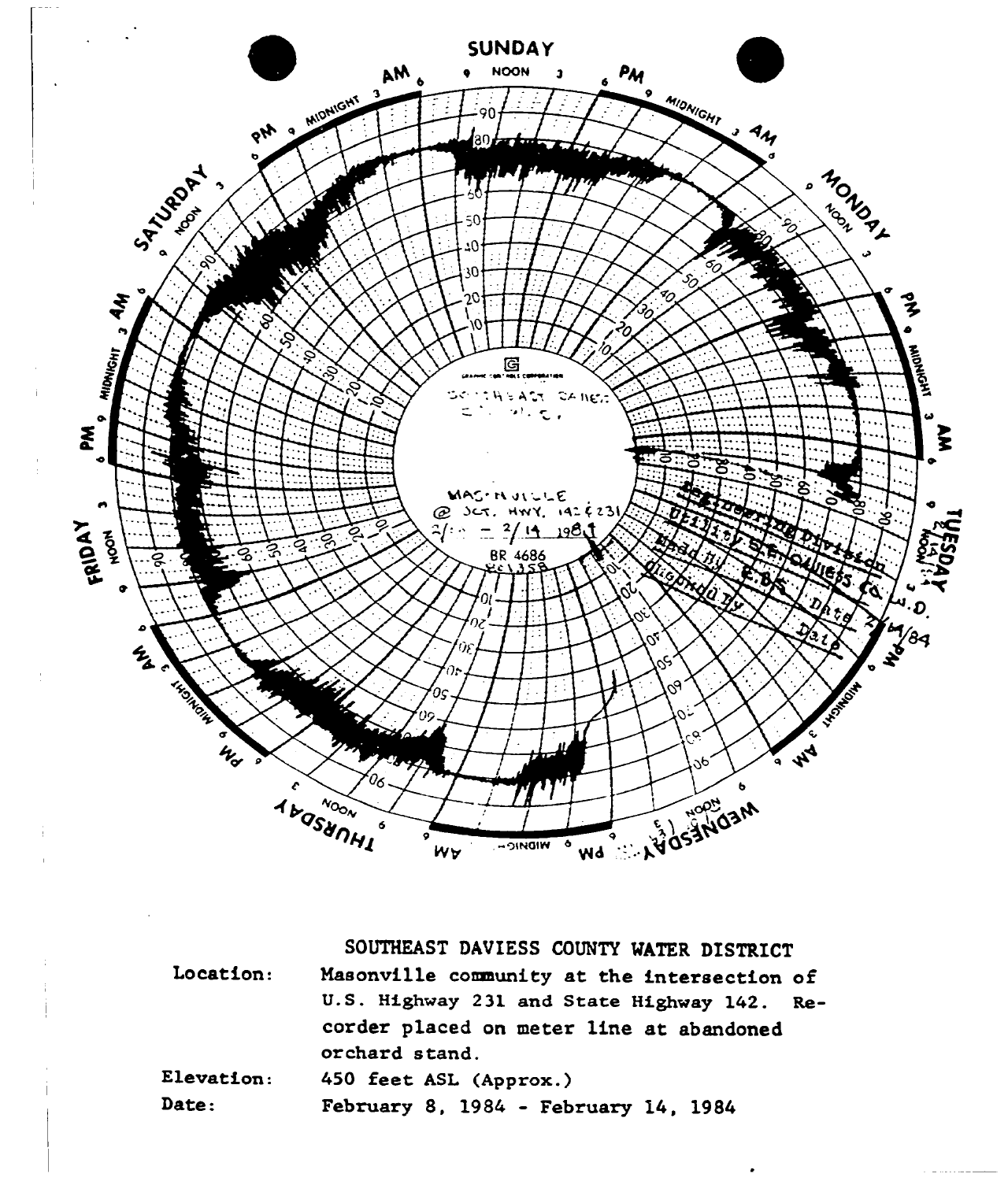SOUTHEAST DAVIESS COUNTY WATER DISTRICT

| | |
|---|---|
| Location: | Masonville community at the intersection of U.S. Highway 231 and State Highway 142. Recorder placed on meter line at abandoned orchard stand. |
| Elevation: | 450 feet ASL (Approx.) |
| Date: | February 8, 1984 - February 14, 1984 |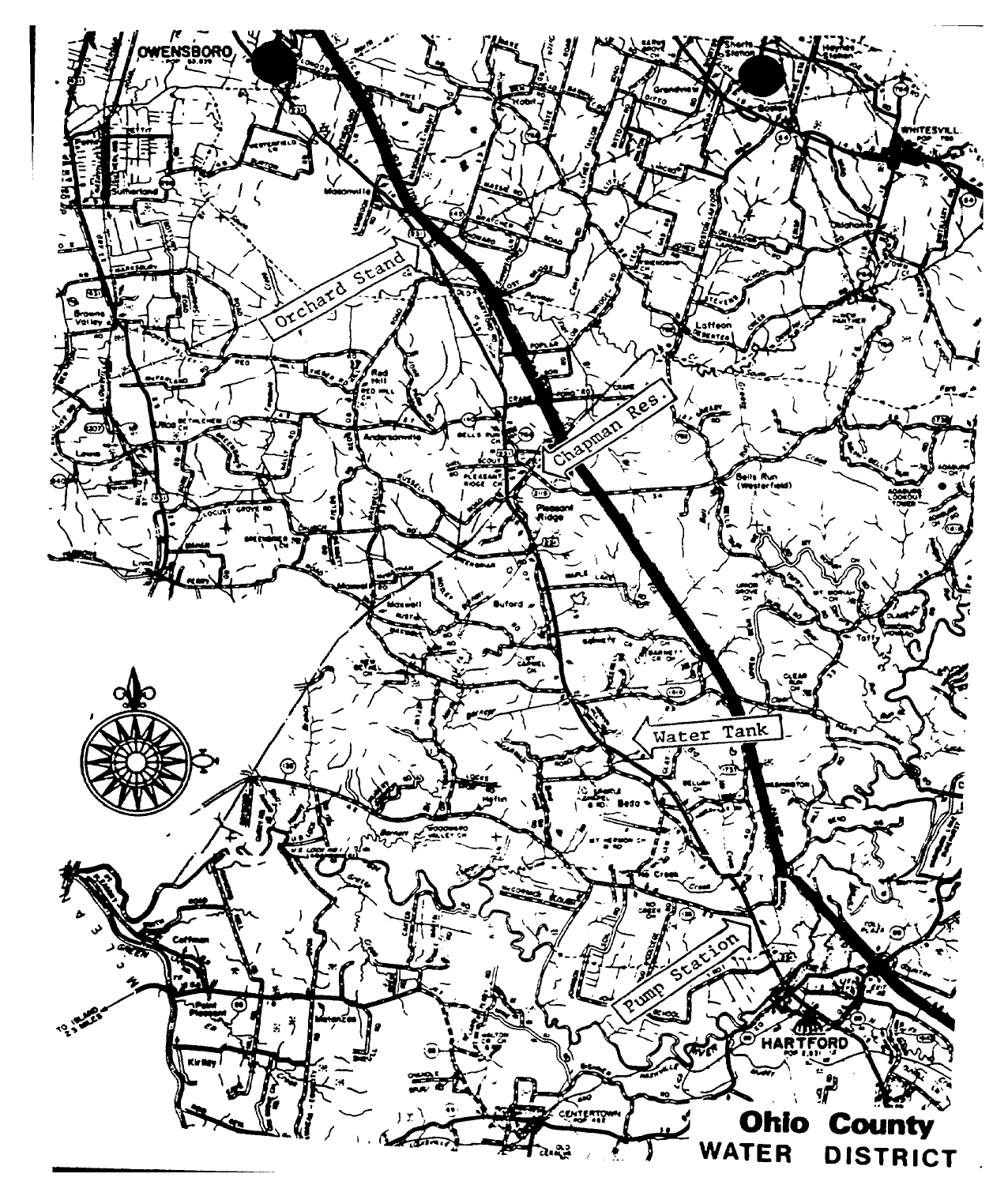**Ohio County WATER DISTRICT**

Orchard Stand

Chapman Res.

Water Tank

Pump Station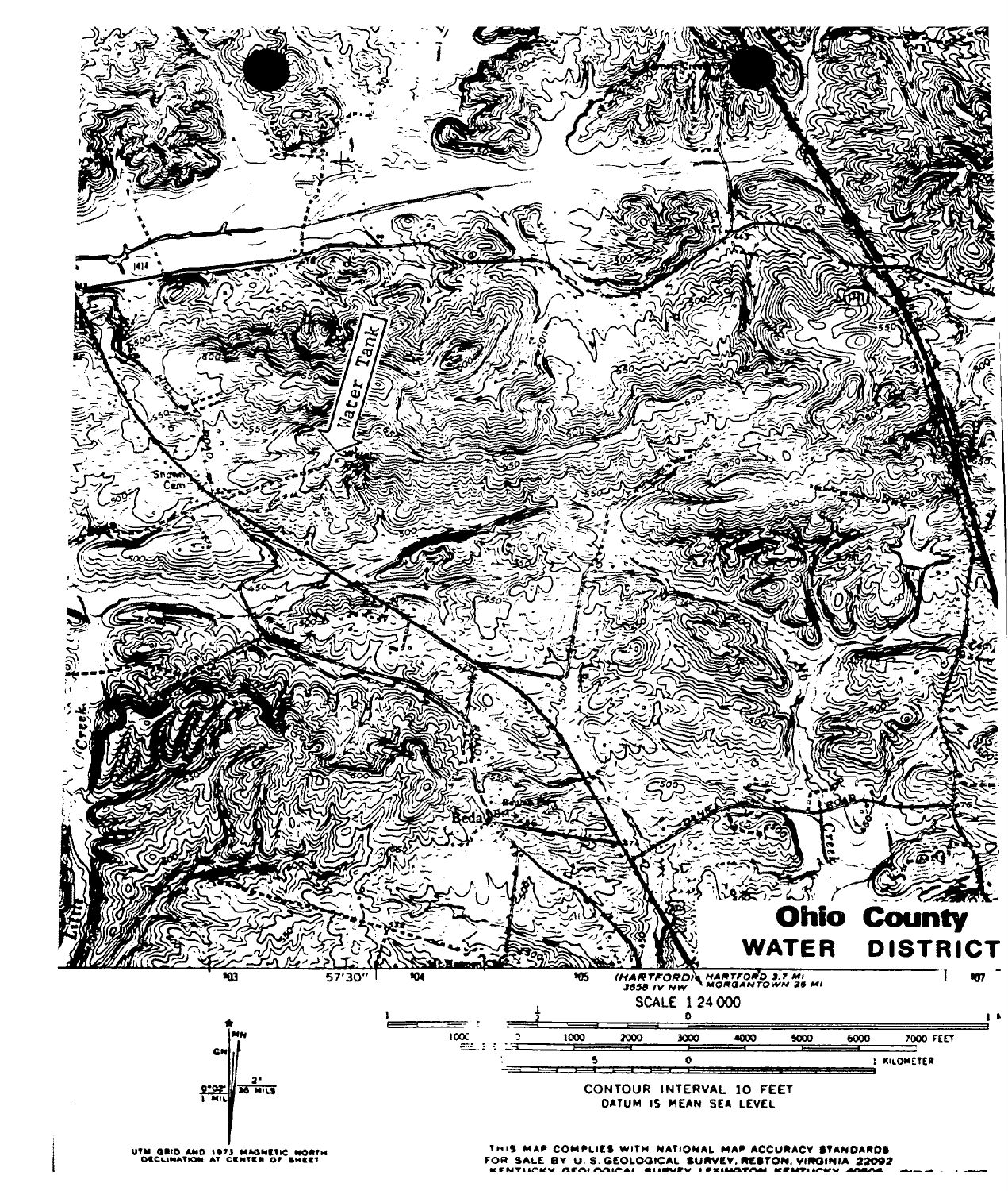**Ohio County**

**WATER DISTRICT**

Water Tank

(HARTFORD) 3658 IV NW HARTFORD 3.7 MI MORGANTOWN 25 MI

SCALE 1:24 000

CONTOUR INTERVAL 10 FEET
DATUM IS MEAN SEA LEVEL

UTM GRID AND 1973 MAGNETIC NORTH DECLINATION AT CENTER OF SHEET

THIS MAP COMPLIES WITH NATIONAL MAP ACCURACY STANDARDS
FOR SALE BY U.S. GEOLOGICAL SURVEY, RESTON, VIRGINIA 22092
KENTUCKY GEOLOGICAL SURVEY, LEXINGTON, KENTUCKY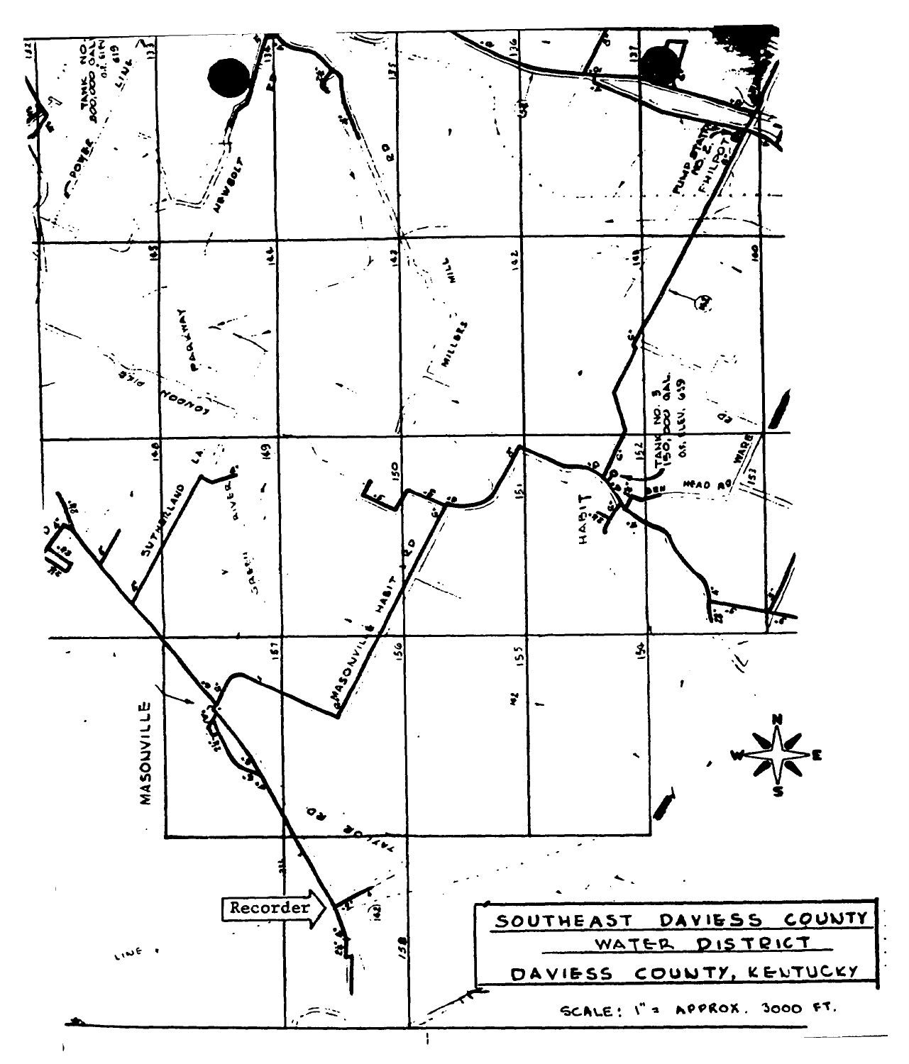SOUTHEAST DAVIESS COUNTY

WATER DISTRICT

DAVIESS COUNTY, KENTUCKY

SCALE: 1" = APPROX. 3000 FT.

Recorder

MASONVILLE

HABIT

TANK NO. 800,000 GAL. O.F. 619

PUMP STATION NO. 2 FWILPOT

TANK NO. 3 150,000 GAL. O.F. LEV. 619

SUTHERLAND LA

MASONVILLE HABIT RD

TAYLOR RD

MILLERS MILL RD

NEWBOLT

LONDON DIKE

PARKWAY

POWER LINE

GREEN RIVER

DEN HEAD RD

WARE RD